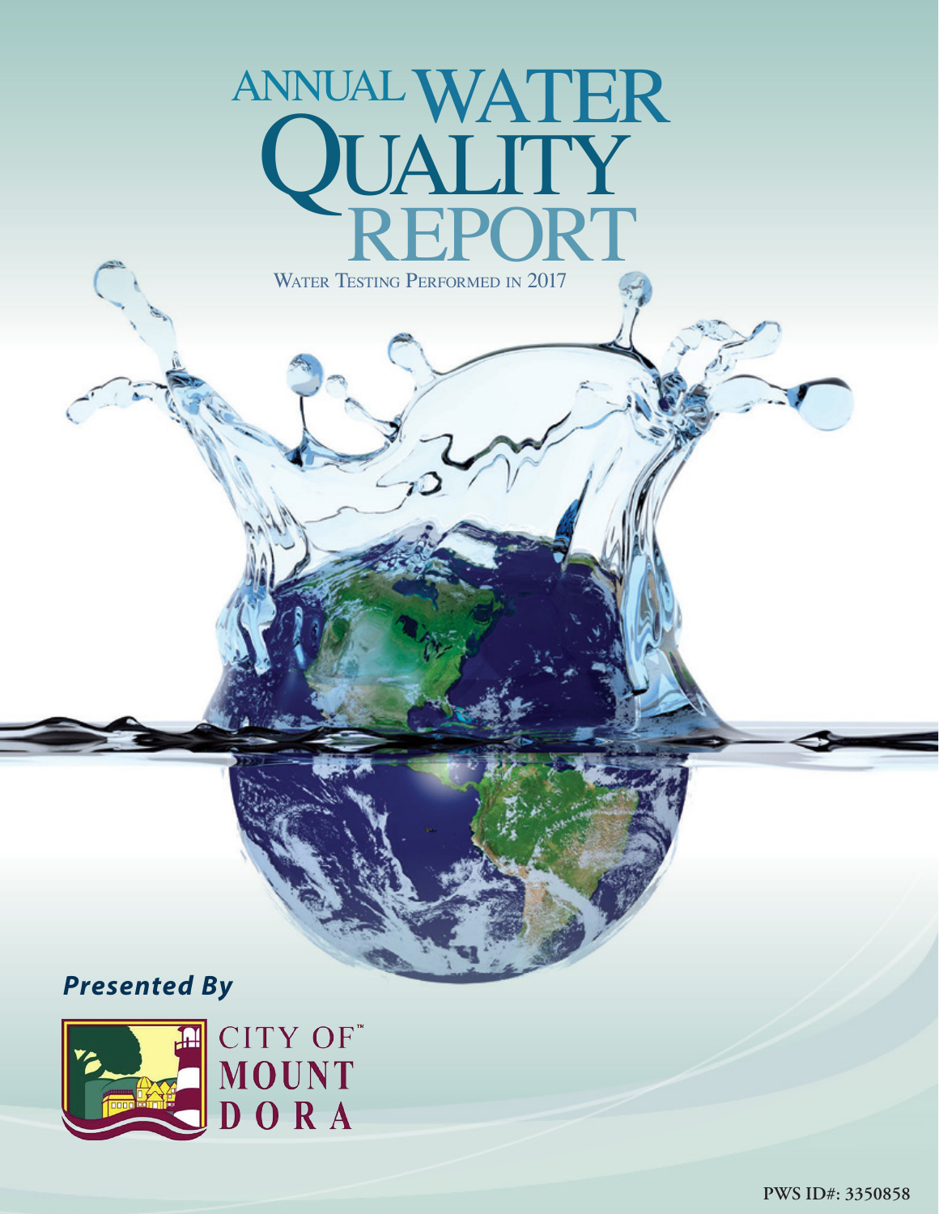# ANNUAL WATER QUALITY REPORT

WATER TESTING PERFORMED IN 2017

***Presented By***

CITY OF™ MOUNT DORA

PWS ID#: 3350858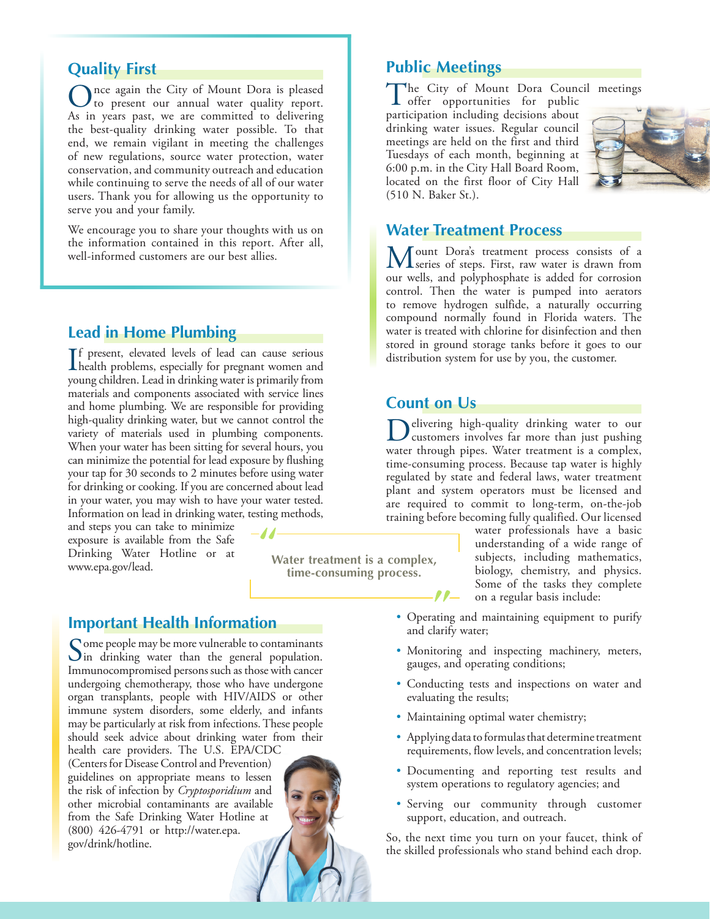## Quality First

Once again the City of Mount Dora is pleased to present our annual water quality report. As in years past, we are committed to delivering the best-quality drinking water possible. To that end, we remain vigilant in meeting the challenges of new regulations, source water protection, water conservation, and community outreach and education while continuing to serve the needs of all of our water users. Thank you for allowing us the opportunity to serve you and your family.

We encourage you to share your thoughts with us on the information contained in this report. After all, well-informed customers are our best allies.

## Lead in Home Plumbing

If present, elevated levels of lead can cause serious health problems, especially for pregnant women and young children. Lead in drinking water is primarily from materials and components associated with service lines and home plumbing. We are responsible for providing high-quality drinking water, but we cannot control the variety of materials used in plumbing components. When your water has been sitting for several hours, you can minimize the potential for lead exposure by flushing your tap for 30 seconds to 2 minutes before using water for drinking or cooking. If you are concerned about lead in your water, you may wish to have your water tested. Information on lead in drinking water, testing methods, and steps you can take to minimize exposure is available from the Safe Drinking Water Hotline or at www.epa.gov/lead.

## Important Health Information

Some people may be more vulnerable to contaminants in drinking water than the general population. Immunocompromised persons such as those with cancer undergoing chemotherapy, those who have undergone organ transplants, people with HIV/AIDS or other immune system disorders, some elderly, and infants may be particularly at risk from infections. These people should seek advice about drinking water from their health care providers. The U.S. EPA/CDC (Centers for Disease Control and Prevention) guidelines on appropriate means to lessen the risk of infection by *Cryptosporidium* and other microbial contaminants are available from the Safe Drinking Water Hotline at (800) 426-4791 or http://water.epa.gov/drink/hotline.

## Public Meetings

The City of Mount Dora Council meetings offer opportunities for public participation including decisions about drinking water issues. Regular council meetings are held on the first and third Tuesdays of each month, beginning at 6:00 p.m. in the City Hall Board Room, located on the first floor of City Hall (510 N. Baker St.).

## Water Treatment Process

Mount Dora's treatment process consists of a series of steps. First, raw water is drawn from our wells, and polyphosphate is added for corrosion control. Then the water is pumped into aerators to remove hydrogen sulfide, a naturally occurring compound normally found in Florida waters. The water is treated with chlorine for disinfection and then stored in ground storage tanks before it goes to our distribution system for use by you, the customer.

## Count on Us

Delivering high-quality drinking water to our customers involves far more than just pushing water through pipes. Water treatment is a complex, time-consuming process. Because tap water is highly regulated by state and federal laws, water treatment plant and system operators must be licensed and are required to commit to long-term, on-the-job training before becoming fully qualified. Our licensed water professionals have a basic understanding of a wide range of subjects, including mathematics, biology, chemistry, and physics. Some of the tasks they complete on a regular basis include:

> "Water treatment is a complex, time-consuming process."

- Operating and maintaining equipment to purify and clarify water;
- Monitoring and inspecting machinery, meters, gauges, and operating conditions;
- Conducting tests and inspections on water and evaluating the results;
- Maintaining optimal water chemistry;
- Applying data to formulas that determine treatment requirements, flow levels, and concentration levels;
- Documenting and reporting test results and system operations to regulatory agencies; and
- Serving our community through customer support, education, and outreach.

So, the next time you turn on your faucet, think of the skilled professionals who stand behind each drop.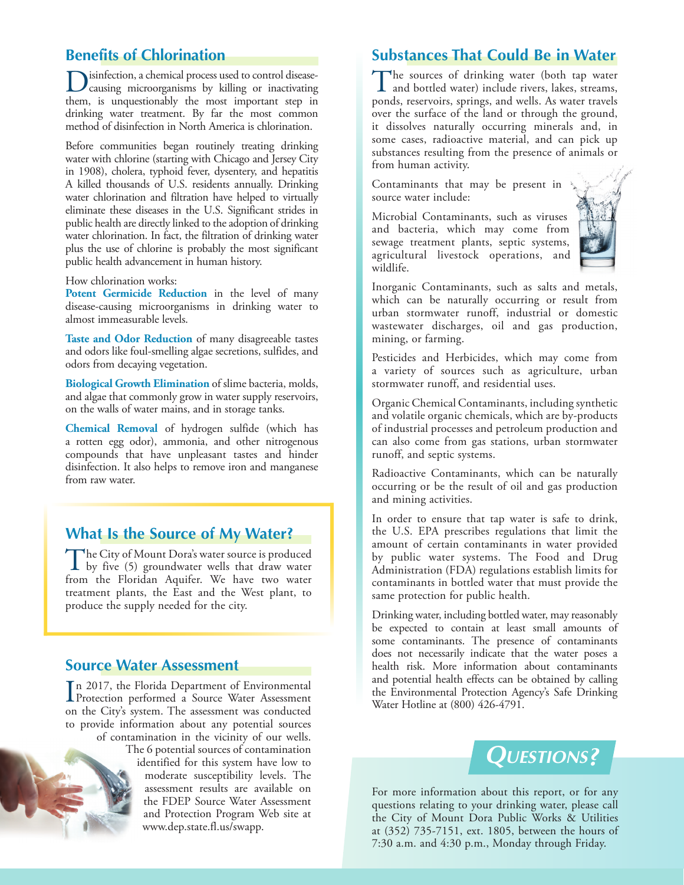## Benefits of Chlorination

Disinfection, a chemical process used to control disease-causing microorganisms by killing or inactivating them, is unquestionably the most important step in drinking water treatment. By far the most common method of disinfection in North America is chlorination.

Before communities began routinely treating drinking water with chlorine (starting with Chicago and Jersey City in 1908), cholera, typhoid fever, dysentery, and hepatitis A killed thousands of U.S. residents annually. Drinking water chlorination and filtration have helped to virtually eliminate these diseases in the U.S. Significant strides in public health are directly linked to the adoption of drinking water chlorination. In fact, the filtration of drinking water plus the use of chlorine is probably the most significant public health advancement in human history.

How chlorination works:

**Potent Germicide Reduction** in the level of many disease-causing microorganisms in drinking water to almost immeasurable levels.

**Taste and Odor Reduction** of many disagreeable tastes and odors like foul-smelling algae secretions, sulfides, and odors from decaying vegetation.

**Biological Growth Elimination** of slime bacteria, molds, and algae that commonly grow in water supply reservoirs, on the walls of water mains, and in storage tanks.

**Chemical Removal** of hydrogen sulfide (which has a rotten egg odor), ammonia, and other nitrogenous compounds that have unpleasant tastes and hinder disinfection. It also helps to remove iron and manganese from raw water.

## What Is the Source of My Water?

The City of Mount Dora's water source is produced by five (5) groundwater wells that draw water from the Floridan Aquifer. We have two water treatment plants, the East and the West plant, to produce the supply needed for the city.

## Source Water Assessment

In 2017, the Florida Department of Environmental Protection performed a Source Water Assessment on the City's system. The assessment was conducted to provide information about any potential sources of contamination in the vicinity of our wells. The 6 potential sources of contamination identified for this system have low to moderate susceptibility levels. The assessment results are available on the FDEP Source Water Assessment and Protection Program Web site at www.dep.state.fl.us/swapp.

## Substances That Could Be in Water

The sources of drinking water (both tap water and bottled water) include rivers, lakes, streams, ponds, reservoirs, springs, and wells. As water travels over the surface of the land or through the ground, it dissolves naturally occurring minerals and, in some cases, radioactive material, and can pick up substances resulting from the presence of animals or from human activity.

Contaminants that may be present in source water include:

Microbial Contaminants, such as viruses and bacteria, which may come from sewage treatment plants, septic systems, agricultural livestock operations, and wildlife.

Inorganic Contaminants, such as salts and metals, which can be naturally occurring or result from urban stormwater runoff, industrial or domestic wastewater discharges, oil and gas production, mining, or farming.

Pesticides and Herbicides, which may come from a variety of sources such as agriculture, urban stormwater runoff, and residential uses.

Organic Chemical Contaminants, including synthetic and volatile organic chemicals, which are by-products of industrial processes and petroleum production and can also come from gas stations, urban stormwater runoff, and septic systems.

Radioactive Contaminants, which can be naturally occurring or be the result of oil and gas production and mining activities.

In order to ensure that tap water is safe to drink, the U.S. EPA prescribes regulations that limit the amount of certain contaminants in water provided by public water systems. The Food and Drug Administration (FDA) regulations establish limits for contaminants in bottled water that must provide the same protection for public health.

Drinking water, including bottled water, may reasonably be expected to contain at least small amounts of some contaminants. The presence of contaminants does not necessarily indicate that the water poses a health risk. More information about contaminants and potential health effects can be obtained by calling the Environmental Protection Agency's Safe Drinking Water Hotline at (800) 426-4791.

## Questions?

For more information about this report, or for any questions relating to your drinking water, please call the City of Mount Dora Public Works & Utilities at (352) 735-7151, ext. 1805, between the hours of 7:30 a.m. and 4:30 p.m., Monday through Friday.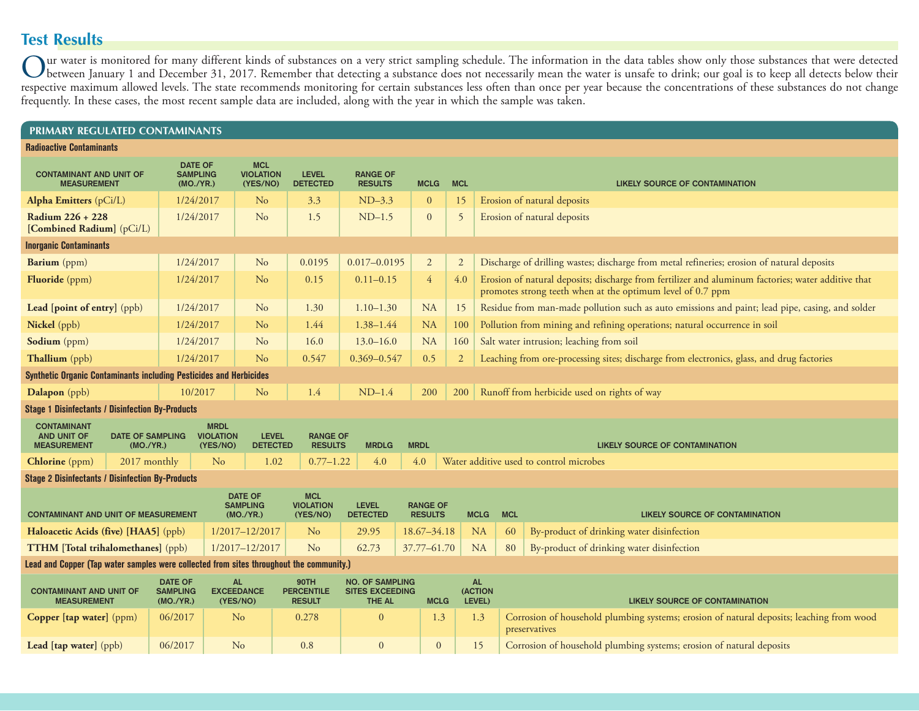## Test Results

Our water is monitored for many different kinds of substances on a very strict sampling schedule. The information in the data tables show only those substances that were detected between January 1 and December 31, 2017. Remember that detecting a substance does not necessarily mean the water is unsafe to drink; our goal is to keep all detects below their respective maximum allowed levels. The state recommends monitoring for certain substances less often than once per year because the concentrations of these substances do not change frequently. In these cases, the most recent sample data are included, along with the year in which the sample was taken.

### PRIMARY REGULATED CONTAMINANTS

**Radioactive Contaminants**

| CONTAMINANT AND UNIT OF MEASUREMENT | DATE OF SAMPLING (MO./YR.) | MCL VIOLATION (YES/NO) | LEVEL DETECTED | RANGE OF RESULTS | MCLG | MCL | LIKELY SOURCE OF CONTAMINATION |
|---|---|---|---|---|---|---|---|
| **Alpha Emitters** (pCi/L) | 1/24/2017 | No | 3.3 | ND–3.3 | 0 | 15 | Erosion of natural deposits |
| **Radium 226 + 228 [Combined Radium]** (pCi/L) | 1/24/2017 | No | 1.5 | ND–1.5 | 0 | 5 | Erosion of natural deposits |

**Inorganic Contaminants**

| CONTAMINANT AND UNIT OF MEASUREMENT | DATE OF SAMPLING (MO./YR.) | MCL VIOLATION (YES/NO) | LEVEL DETECTED | RANGE OF RESULTS | MCLG | MCL | LIKELY SOURCE OF CONTAMINATION |
|---|---|---|---|---|---|---|---|
| **Barium** (ppm) | 1/24/2017 | No | 0.0195 | 0.017–0.0195 | 2 | 2 | Discharge of drilling wastes; discharge from metal refineries; erosion of natural deposits |
| **Fluoride** (ppm) | 1/24/2017 | No | 0.15 | 0.11–0.15 | 4 | 4.0 | Erosion of natural deposits; discharge from fertilizer and aluminum factories; water additive that promotes strong teeth when at the optimum level of 0.7 ppm |
| **Lead [point of entry]** (ppb) | 1/24/2017 | No | 1.30 | 1.10–1.30 | NA | 15 | Residue from man-made pollution such as auto emissions and paint; lead pipe, casing, and solder |
| **Nickel** (ppb) | 1/24/2017 | No | 1.44 | 1.38–1.44 | NA | 100 | Pollution from mining and refining operations; natural occurrence in soil |
| **Sodium** (ppm) | 1/24/2017 | No | 16.0 | 13.0–16.0 | NA | 160 | Salt water intrusion; leaching from soil |
| **Thallium** (ppb) | 1/24/2017 | No | 0.547 | 0.369–0.547 | 0.5 | 2 | Leaching from ore-processing sites; discharge from electronics, glass, and drug factories |

**Synthetic Organic Contaminants including Pesticides and Herbicides**

| CONTAMINANT AND UNIT OF MEASUREMENT | DATE OF SAMPLING (MO./YR.) | MCL VIOLATION (YES/NO) | LEVEL DETECTED | RANGE OF RESULTS | MCLG | MCL | LIKELY SOURCE OF CONTAMINATION |
|---|---|---|---|---|---|---|---|
| **Dalapon** (ppb) | 10/2017 | No | 1.4 | ND–1.4 | 200 | 200 | Runoff from herbicide used on rights of way |

**Stage 1 Disinfectants / Disinfection By-Products**

| CONTAMINANT AND UNIT OF MEASUREMENT | DATE OF SAMPLING (MO./YR.) | MRDL VIOLATION (YES/NO) | LEVEL DETECTED | RANGE OF RESULTS | MRDLG | MRDL | LIKELY SOURCE OF CONTAMINATION |
|---|---|---|---|---|---|---|---|
| **Chlorine** (ppm) | 2017 monthly | No | 1.02 | 0.77–1.22 | 4.0 | 4.0 | Water additive used to control microbes |

**Stage 2 Disinfectants / Disinfection By-Products**

| CONTAMINANT AND UNIT OF MEASUREMENT | DATE OF SAMPLING (MO./YR.) | MCL VIOLATION (YES/NO) | LEVEL DETECTED | RANGE OF RESULTS | MCLG | MCL | LIKELY SOURCE OF CONTAMINATION |
|---|---|---|---|---|---|---|---|
| **Haloacetic Acids (five) [HAA5]** (ppb) | 1/2017–12/2017 | No | 29.95 | 18.67–34.18 | NA | 60 | By-product of drinking water disinfection |
| **TTHM [Total trihalomethanes]** (ppb) | 1/2017–12/2017 | No | 62.73 | 37.77–61.70 | NA | 80 | By-product of drinking water disinfection |

**Lead and Copper (Tap water samples were collected from sites throughout the community.)**

| CONTAMINANT AND UNIT OF MEASUREMENT | DATE OF SAMPLING (MO./YR.) | AL EXCEEDANCE (YES/NO) | 90TH PERCENTILE RESULT | NO. OF SAMPLING SITES EXCEEDING THE AL | MCLG | AL (ACTION LEVEL) | LIKELY SOURCE OF CONTAMINATION |
|---|---|---|---|---|---|---|---|
| **Copper [tap water]** (ppm) | 06/2017 | No | 0.278 | 0 | 1.3 | 1.3 | Corrosion of household plumbing systems; erosion of natural deposits; leaching from wood preservatives |
| **Lead [tap water]** (ppb) | 06/2017 | No | 0.8 | 0 | 0 | 15 | Corrosion of household plumbing systems; erosion of natural deposits |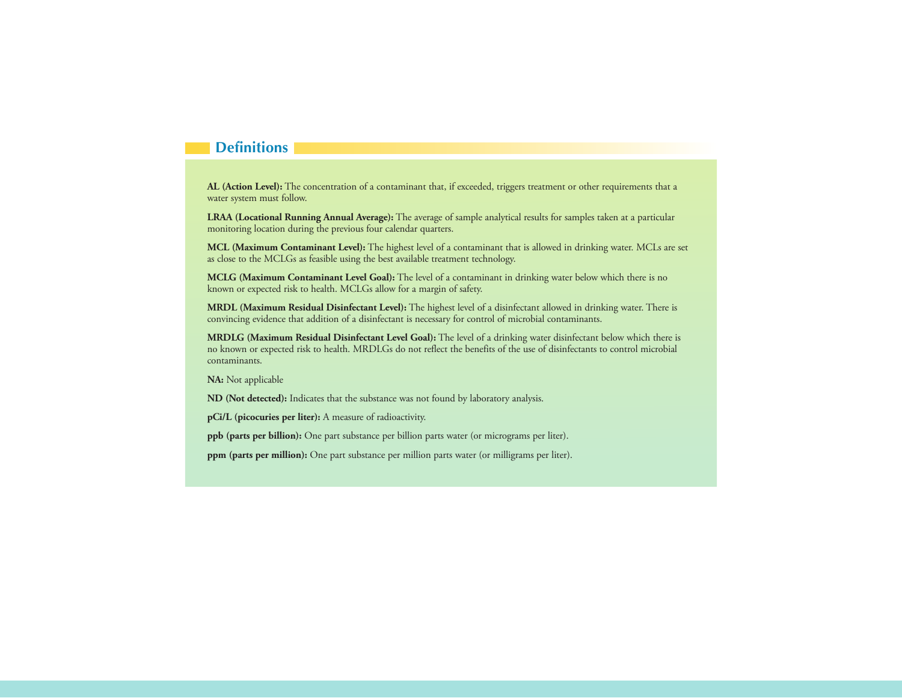## Definitions

**AL (Action Level):** The concentration of a contaminant that, if exceeded, triggers treatment or other requirements that a water system must follow.

**LRAA (Locational Running Annual Average):** The average of sample analytical results for samples taken at a particular monitoring location during the previous four calendar quarters.

**MCL (Maximum Contaminant Level):** The highest level of a contaminant that is allowed in drinking water. MCLs are set as close to the MCLGs as feasible using the best available treatment technology.

**MCLG (Maximum Contaminant Level Goal):** The level of a contaminant in drinking water below which there is no known or expected risk to health. MCLGs allow for a margin of safety.

**MRDL (Maximum Residual Disinfectant Level):** The highest level of a disinfectant allowed in drinking water. There is convincing evidence that addition of a disinfectant is necessary for control of microbial contaminants.

**MRDLG (Maximum Residual Disinfectant Level Goal):** The level of a drinking water disinfectant below which there is no known or expected risk to health. MRDLGs do not reflect the benefits of the use of disinfectants to control microbial contaminants.

**NA:** Not applicable

**ND (Not detected):** Indicates that the substance was not found by laboratory analysis.

**pCi/L (picocuries per liter):** A measure of radioactivity.

**ppb (parts per billion):** One part substance per billion parts water (or micrograms per liter).

**ppm (parts per million):** One part substance per million parts water (or milligrams per liter).